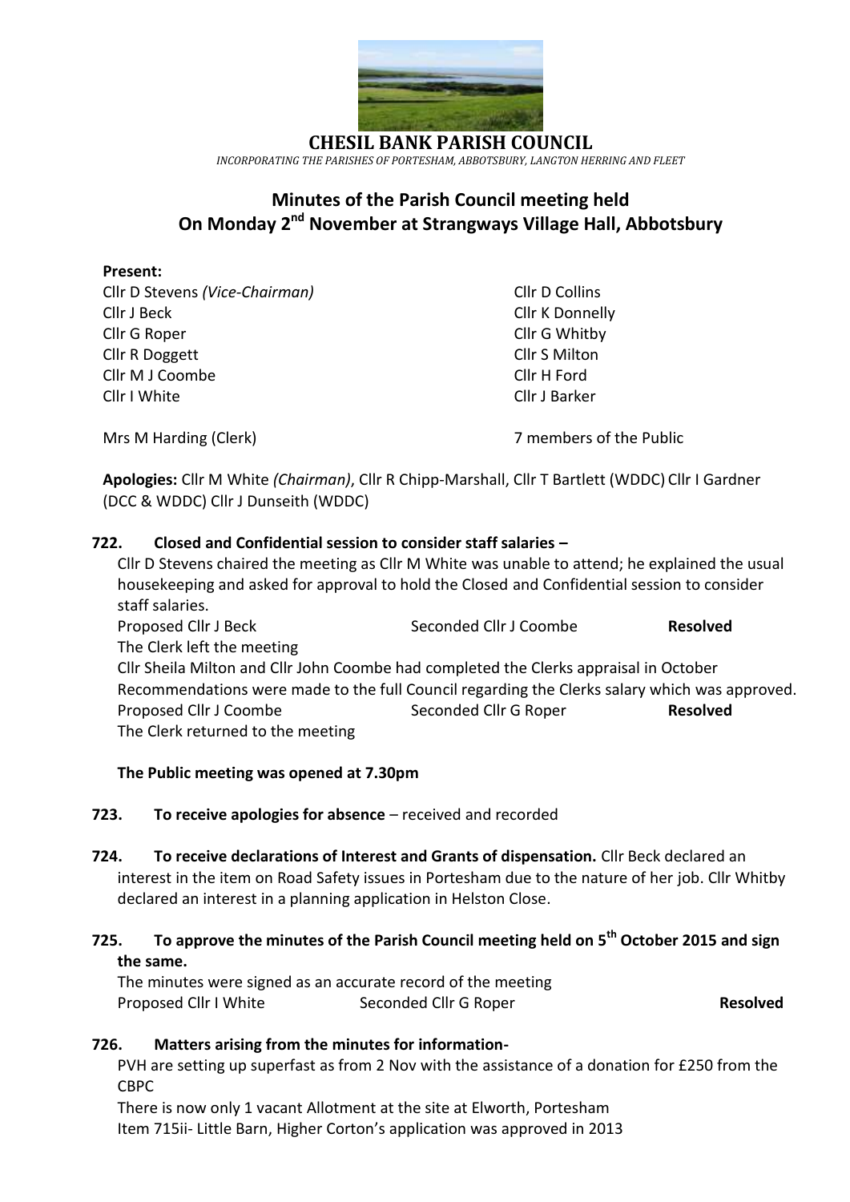# CHESIL BANK PARISH COUNCIL

*INCORPORATING THE PARISHES OF PORTESHAM, ABBOTSBURY, LANGTON HERRING AND FLEET*

## Minutes of the Parish Council meeting held On Monday 2nd November at Strangways Village Hall, Abbotsbury

**Present:**

Cllr D Stevens *(Vice-Chairman)*
Cllr J Beck
Cllr G Roper
Cllr R Doggett
Cllr M J Coombe
Cllr I White
Cllr D Collins
Cllr K Donnelly
Cllr G Whitby
Cllr S Milton
Cllr H Ford
Cllr J Barker

Mrs M Harding (Clerk)
7 members of the Public

**Apologies:** Cllr M White *(Chairman)*, Cllr R Chipp-Marshall, Cllr T Bartlett (WDDC) Cllr I Gardner (DCC & WDDC) Cllr J Dunseith (WDDC)

**722. Closed and Confidential session to consider staff salaries –**

Cllr D Stevens chaired the meeting as Cllr M White was unable to attend; he explained the usual housekeeping and asked for approval to hold the Closed and Confidential session to consider staff salaries.

Proposed Cllr J Beck | Seconded Cllr J Coombe | **Resolved**

The Clerk left the meeting

Cllr Sheila Milton and Cllr John Coombe had completed the Clerks appraisal in October

Recommendations were made to the full Council regarding the Clerks salary which was approved.

Proposed Cllr J Coombe | Seconded Cllr G Roper | **Resolved**

The Clerk returned to the meeting

**The Public meeting was opened at 7.30pm**

**723. To receive apologies for absence** – received and recorded

**724. To receive declarations of Interest and Grants of dispensation.** Cllr Beck declared an interest in the item on Road Safety issues in Portesham due to the nature of her job. Cllr Whitby declared an interest in a planning application in Helston Close.

**725. To approve the minutes of the Parish Council meeting held on 5th October 2015 and sign the same.**

The minutes were signed as an accurate record of the meeting

Proposed Cllr I White | Seconded Cllr G Roper | **Resolved**

**726. Matters arising from the minutes for information-**

PVH are setting up superfast as from 2 Nov with the assistance of a donation for £250 from the CBPC

There is now only 1 vacant Allotment at the site at Elworth, Portesham

Item 715ii- Little Barn, Higher Corton's application was approved in 2013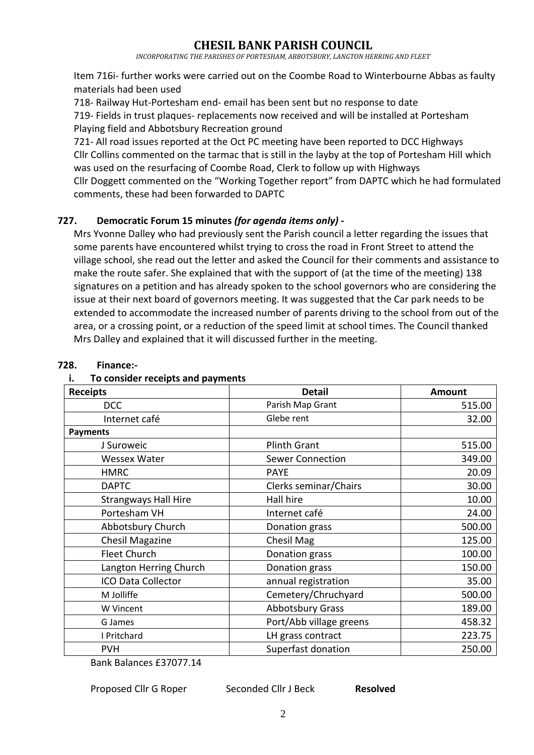Item 716i- further works were carried out on the Coombe Road to Winterbourne Abbas as faulty materials had been used

718- Railway Hut-Portesham end- email has been sent but no response to date

719- Fields in trust plaques- replacements now received and will be installed at Portesham Playing field and Abbotsbury Recreation ground

721- All road issues reported at the Oct PC meeting have been reported to DCC Highways

Cllr Collins commented on the tarmac that is still in the layby at the top of Portesham Hill which was used on the resurfacing of Coombe Road, Clerk to follow up with Highways

Cllr Doggett commented on the "Working Together report" from DAPTC which he had formulated comments, these had been forwarded to DAPTC

**727. Democratic Forum 15 minutes *(for agenda items only)* -**

Mrs Yvonne Dalley who had previously sent the Parish council a letter regarding the issues that some parents have encountered whilst trying to cross the road in Front Street to attend the village school, she read out the letter and asked the Council for their comments and assistance to make the route safer. She explained that with the support of (at the time of the meeting) 138 signatures on a petition and has already spoken to the school governors who are considering the issue at their next board of governors meeting. It was suggested that the Car park needs to be extended to accommodate the increased number of parents driving to the school from out of the area, or a crossing point, or a reduction of the speed limit at school times. The Council thanked Mrs Dalley and explained that it will discussed further in the meeting.

**728. Finance:-**

**i. To consider receipts and payments**

| Receipts | Detail | Amount |
|---|---|---|
| DCC | Parish Map Grant | 515.00 |
| Internet café | Glebe rent | 32.00 |
| **Payments** | | |
| J Suroweic | Plinth Grant | 515.00 |
| Wessex Water | Sewer Connection | 349.00 |
| HMRC | PAYE | 20.09 |
| DAPTC | Clerks seminar/Chairs | 30.00 |
| Strangways Hall Hire | Hall hire | 10.00 |
| Portesham VH | Internet café | 24.00 |
| Abbotsbury Church | Donation grass | 500.00 |
| Chesil Magazine | Chesil Mag | 125.00 |
| Fleet Church | Donation grass | 100.00 |
| Langton Herring Church | Donation grass | 150.00 |
| ICO Data Collector | annual registration | 35.00 |
| M Jolliffe | Cemetery/Chruchyard | 500.00 |
| W Vincent | Abbotsbury Grass | 189.00 |
| G James | Port/Abb village greens | 458.32 |
| I Pritchard | LH grass contract | 223.75 |
| PVH | Superfast donation | 250.00 |

Bank Balances £37077.14

Proposed Cllr G Roper Seconded Cllr J Beck **Resolved**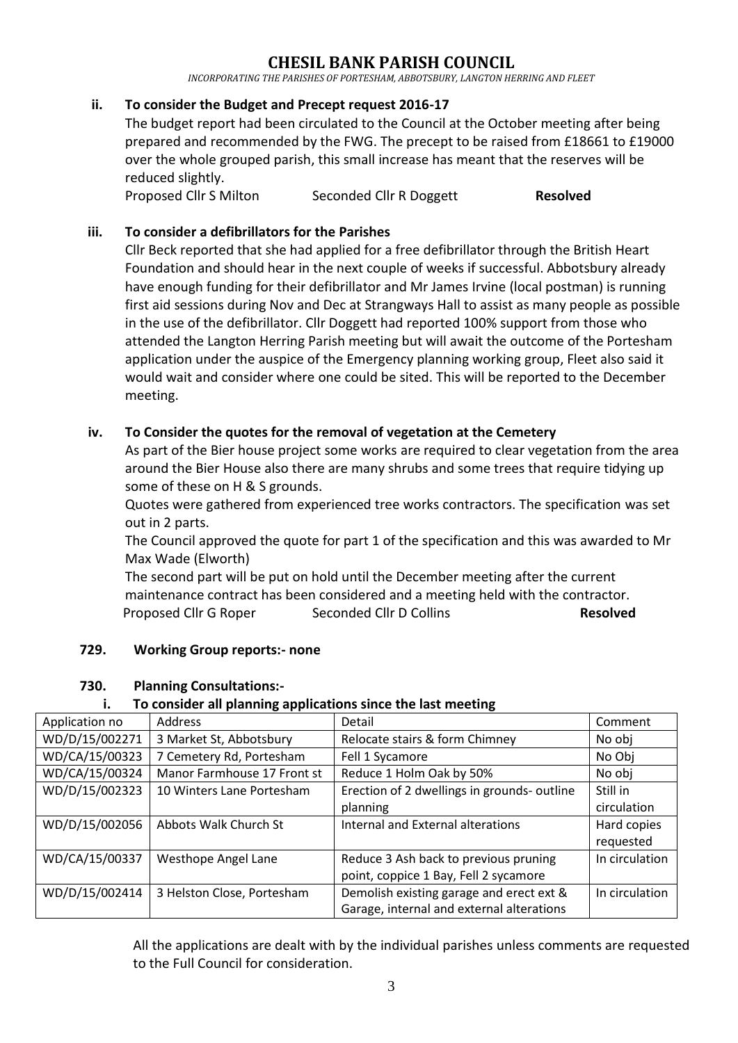# CHESIL BANK PARISH COUNCIL

*INCORPORATING THE PARISHES OF PORTESHAM, ABBOTSBURY, LANGTON HERRING AND FLEET*

**ii. To consider the Budget and Precept request 2016-17**

The budget report had been circulated to the Council at the October meeting after being prepared and recommended by the FWG. The precept to be raised from £18661 to £19000 over the whole grouped parish, this small increase has meant that the reserves will be reduced slightly.

Proposed Cllr S Milton Seconded Cllr R Doggett **Resolved**

**iii. To consider a defibrillators for the Parishes**

Cllr Beck reported that she had applied for a free defibrillator through the British Heart Foundation and should hear in the next couple of weeks if successful. Abbotsbury already have enough funding for their defibrillator and Mr James Irvine (local postman) is running first aid sessions during Nov and Dec at Strangways Hall to assist as many people as possible in the use of the defibrillator. Cllr Doggett had reported 100% support from those who attended the Langton Herring Parish meeting but will await the outcome of the Portesham application under the auspice of the Emergency planning working group, Fleet also said it would wait and consider where one could be sited. This will be reported to the December meeting.

**iv. To Consider the quotes for the removal of vegetation at the Cemetery**

As part of the Bier house project some works are required to clear vegetation from the area around the Bier House also there are many shrubs and some trees that require tidying up some of these on H & S grounds.

Quotes were gathered from experienced tree works contractors. The specification was set out in 2 parts.

The Council approved the quote for part 1 of the specification and this was awarded to Mr Max Wade (Elworth)

The second part will be put on hold until the December meeting after the current maintenance contract has been considered and a meeting held with the contractor.

Proposed Cllr G Roper Seconded Cllr D Collins **Resolved**

**729. Working Group reports:- none**

**730. Planning Consultations:-**

**i. To consider all planning applications since the last meeting**

| Application no | Address | Detail | Comment |
|---|---|---|---|
| WD/D/15/002271 | 3 Market St, Abbotsbury | Relocate stairs & form Chimney | No obj |
| WD/CA/15/00323 | 7 Cemetery Rd, Portesham | Fell 1 Sycamore | No Obj |
| WD/CA/15/00324 | Manor Farmhouse 17 Front st | Reduce 1 Holm Oak by 50% | No obj |
| WD/D/15/002323 | 10 Winters Lane Portesham | Erection of 2 dwellings in grounds- outline planning | Still in circulation |
| WD/D/15/002056 | Abbots Walk Church St | Internal and External alterations | Hard copies requested |
| WD/CA/15/00337 | Westhope Angel Lane | Reduce 3 Ash back to previous pruning point, coppice 1 Bay, Fell 2 sycamore | In circulation |
| WD/D/15/002414 | 3 Helston Close, Portesham | Demolish existing garage and erect ext & Garage, internal and external alterations | In circulation |

All the applications are dealt with by the individual parishes unless comments are requested to the Full Council for consideration.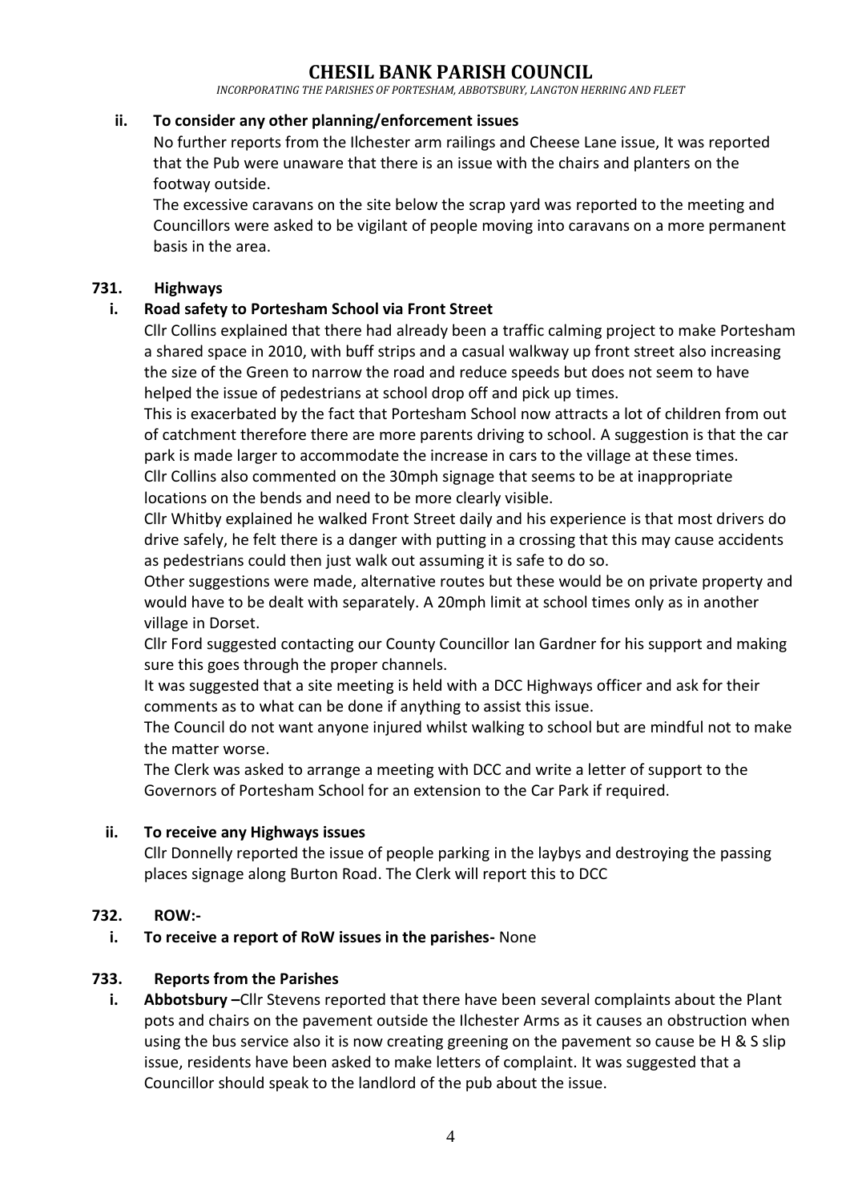# CHESIL BANK PARISH COUNCIL

*INCORPORATING THE PARISHES OF PORTESHAM, ABBOTSBURY, LANGTON HERRING AND FLEET*

**ii. To consider any other planning/enforcement issues**

No further reports from the Ilchester arm railings and Cheese Lane issue, It was reported that the Pub were unaware that there is an issue with the chairs and planters on the footway outside.

The excessive caravans on the site below the scrap yard was reported to the meeting and Councillors were asked to be vigilant of people moving into caravans on a more permanent basis in the area.

## 731. Highways

**i. Road safety to Portesham School via Front Street**

Cllr Collins explained that there had already been a traffic calming project to make Portesham a shared space in 2010, with buff strips and a casual walkway up front street also increasing the size of the Green to narrow the road and reduce speeds but does not seem to have helped the issue of pedestrians at school drop off and pick up times.

This is exacerbated by the fact that Portesham School now attracts a lot of children from out of catchment therefore there are more parents driving to school. A suggestion is that the car park is made larger to accommodate the increase in cars to the village at these times.

Cllr Collins also commented on the 30mph signage that seems to be at inappropriate locations on the bends and need to be more clearly visible.

Cllr Whitby explained he walked Front Street daily and his experience is that most drivers do drive safely, he felt there is a danger with putting in a crossing that this may cause accidents as pedestrians could then just walk out assuming it is safe to do so.

Other suggestions were made, alternative routes but these would be on private property and would have to be dealt with separately. A 20mph limit at school times only as in another village in Dorset.

Cllr Ford suggested contacting our County Councillor Ian Gardner for his support and making sure this goes through the proper channels.

It was suggested that a site meeting is held with a DCC Highways officer and ask for their comments as to what can be done if anything to assist this issue.

The Council do not want anyone injured whilst walking to school but are mindful not to make the matter worse.

The Clerk was asked to arrange a meeting with DCC and write a letter of support to the Governors of Portesham School for an extension to the Car Park if required.

**ii. To receive any Highways issues**

Cllr Donnelly reported the issue of people parking in the laybys and destroying the passing places signage along Burton Road. The Clerk will report this to DCC

## 732. ROW:-

**i. To receive a report of RoW issues in the parishes-** None

## 733. Reports from the Parishes

**i. Abbotsbury –**Cllr Stevens reported that there have been several complaints about the Plant pots and chairs on the pavement outside the Ilchester Arms as it causes an obstruction when using the bus service also it is now creating greening on the pavement so cause be H & S slip issue, residents have been asked to make letters of complaint. It was suggested that a Councillor should speak to the landlord of the pub about the issue.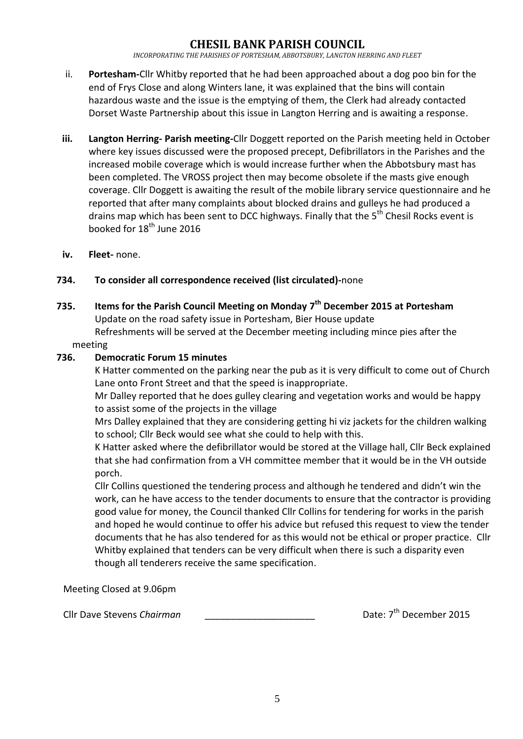# CHESIL BANK PARISH COUNCIL

*INCORPORATING THE PARISHES OF PORTESHAM, ABBOTSBURY, LANGTON HERRING AND FLEET*

ii. **Portesham-**Cllr Whitby reported that he had been approached about a dog poo bin for the end of Frys Close and along Winters lane, it was explained that the bins will contain hazardous waste and the issue is the emptying of them, the Clerk had already contacted Dorset Waste Partnership about this issue in Langton Herring and is awaiting a response.

iii. **Langton Herring- Parish meeting-**Cllr Doggett reported on the Parish meeting held in October where key issues discussed were the proposed precept, Defibrillators in the Parishes and the increased mobile coverage which is would increase further when the Abbotsbury mast has been completed. The VROSS project then may become obsolete if the masts give enough coverage. Cllr Doggett is awaiting the result of the mobile library service questionnaire and he reported that after many complaints about blocked drains and gulleys he had produced a drains map which has been sent to DCC highways. Finally that the 5th Chesil Rocks event is booked for 18th June 2016

iv. **Fleet-** none.

**734. To consider all correspondence received (list circulated)-**none

**735. Items for the Parish Council Meeting on Monday 7th December 2015 at Portesham**

Update on the road safety issue in Portesham, Bier House update

Refreshments will be served at the December meeting including mince pies after the meeting

**736. Democratic Forum 15 minutes**

K Hatter commented on the parking near the pub as it is very difficult to come out of Church Lane onto Front Street and that the speed is inappropriate.

Mr Dalley reported that he does gulley clearing and vegetation works and would be happy to assist some of the projects in the village

Mrs Dalley explained that they are considering getting hi viz jackets for the children walking to school; Cllr Beck would see what she could to help with this.

K Hatter asked where the defibrillator would be stored at the Village hall, Cllr Beck explained that she had confirmation from a VH committee member that it would be in the VH outside porch.

Cllr Collins questioned the tendering process and although he tendered and didn't win the work, can he have access to the tender documents to ensure that the contractor is providing good value for money, the Council thanked Cllr Collins for tendering for works in the parish and hoped he would continue to offer his advice but refused this request to view the tender documents that he has also tendered for as this would not be ethical or proper practice. Cllr Whitby explained that tenders can be very difficult when there is such a disparity even though all tenderers receive the same specification.

Meeting Closed at 9.06pm

Cllr Dave Stevens *Chairman* \_\_\_\_\_\_\_\_\_\_\_\_\_\_\_\_\_\_\_\_\_\_ Date: 7th December 2015